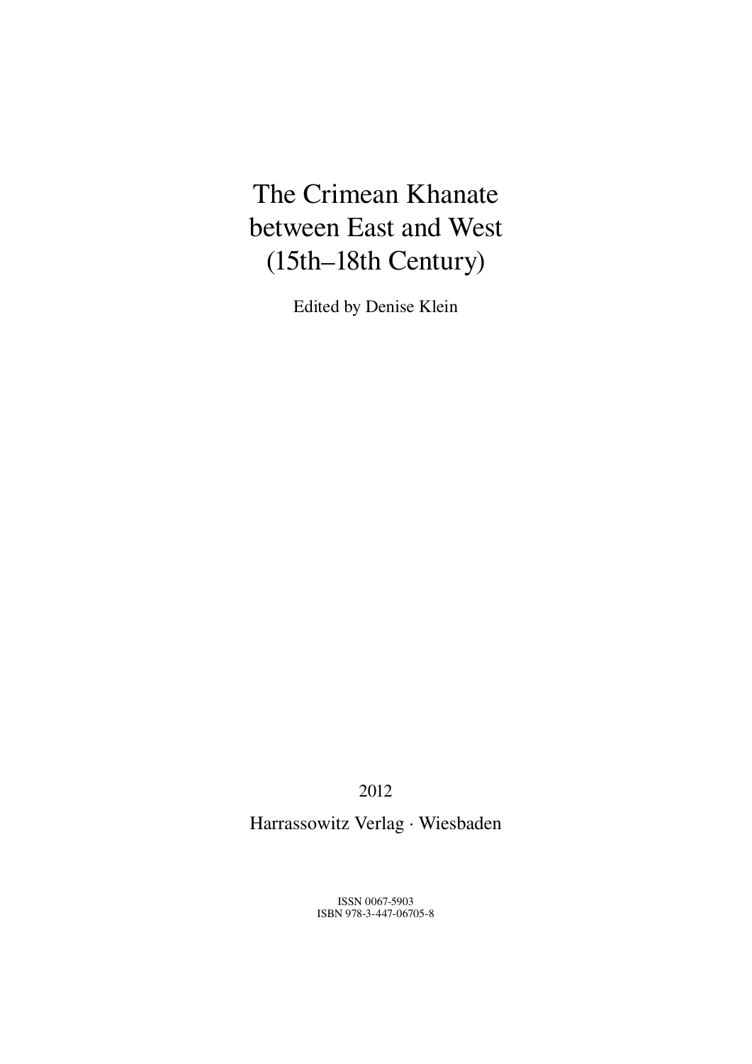# The Crimean Khanate between East and West (15th–18th Century)

Edited by Denise Klein

2012

Harrassowitz Verlag · Wiesbaden

ISSN 0067-5903
ISBN 978-3-447-06705-8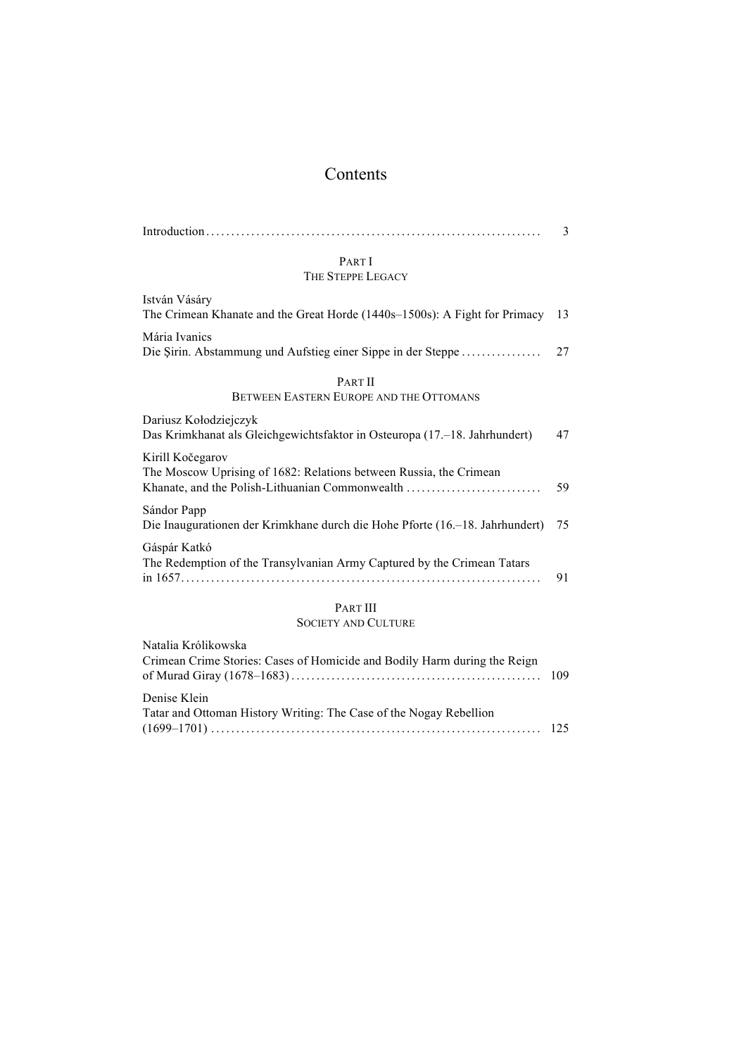# Contents

Introduction . . . . . . . . . . . . . . . . . . . . . . . . . . . . . . . . . . . . . . . . . . . . . . . . . . . . . . . . . . . . . . . . 3

## PART I
## THE STEPPE LEGACY

István Vásáry
The Crimean Khanate and the Great Horde (1440s–1500s): A Fight for Primacy 13

Mária Ivanics
Die Şirin. Abstammung und Aufstieg einer Sippe in der Steppe . . . . . . . . . . . . . . . . 27

## PART II
## BETWEEN EASTERN EUROPE AND THE OTTOMANS

Dariusz Kołodziejczyk
Das Krimkhanat als Gleichgewichtsfaktor in Osteuropa (17.–18. Jahrhundert) 47

Kirill Kočegarov
The Moscow Uprising of 1682: Relations between Russia, the Crimean Khanate, and the Polish-Lithuanian Commonwealth . . . . . . . . . . . . . . . . . . . . . . . . . . . 59

Sándor Papp
Die Inaugurationen der Krimkhane durch die Hohe Pforte (16.–18. Jahrhundert) 75

Gáspár Katkó
The Redemption of the Transylvanian Army Captured by the Crimean Tatars in 1657 . . . . . . . . . . . . . . . . . . . . . . . . . . . . . . . . . . . . . . . . . . . . . . . . . . . . . . . . . . . . . . . . 91

## PART III
## SOCIETY AND CULTURE

Natalia Królikowska
Crimean Crime Stories: Cases of Homicide and Bodily Harm during the Reign of Murad Giray (1678–1683) . . . . . . . . . . . . . . . . . . . . . . . . . . . . . . . . . . . . . . . . . . . . . . . . . 109

Denise Klein
Tatar and Ottoman History Writing: The Case of the Nogay Rebellion (1699–1701) . . . . . . . . . . . . . . . . . . . . . . . . . . . . . . . . . . . . . . . . . . . . . . . . . . . . . . . . . . . . . 125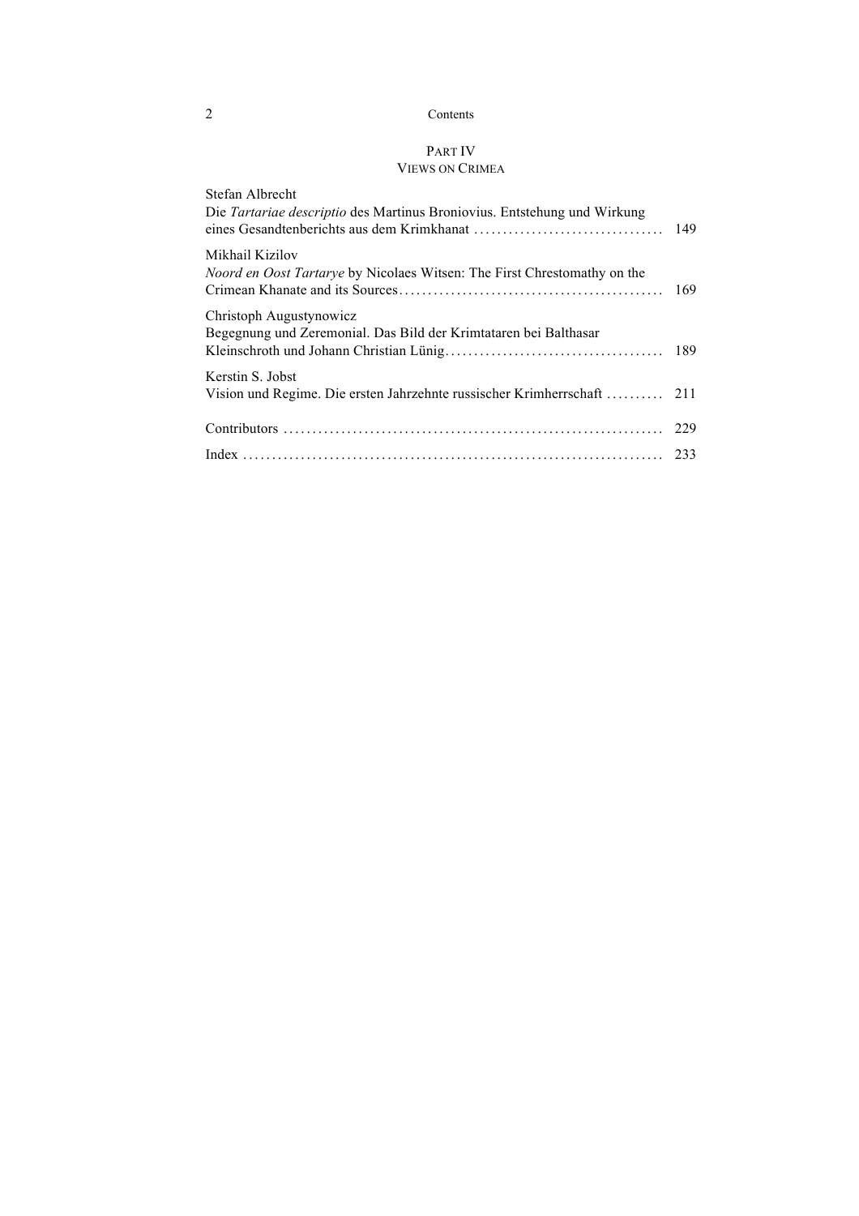## Part IV
## Views on Crimea

Stefan Albrecht
Die *Tartariae descriptio* des Martinus Broniovius. Entstehung und Wirkung eines Gesandtenberichts aus dem Krimkhanat ................................ 149

Mikhail Kizilov
*Noord en Oost Tartarye* by Nicolaes Witsen: The First Chrestomathy on the Crimean Khanate and its Sources ............................................. 169

Christoph Augustynowicz
Begegnung und Zeremonial. Das Bild der Krimtataren bei Balthasar Kleinschroth und Johann Christian Lünig ..................................... 189

Kerstin S. Jobst
Vision und Regime. Die ersten Jahrzehnte russischer Krimherrschaft .......... 211

Contributors ................................................................. 229

Index ....................................................................... 233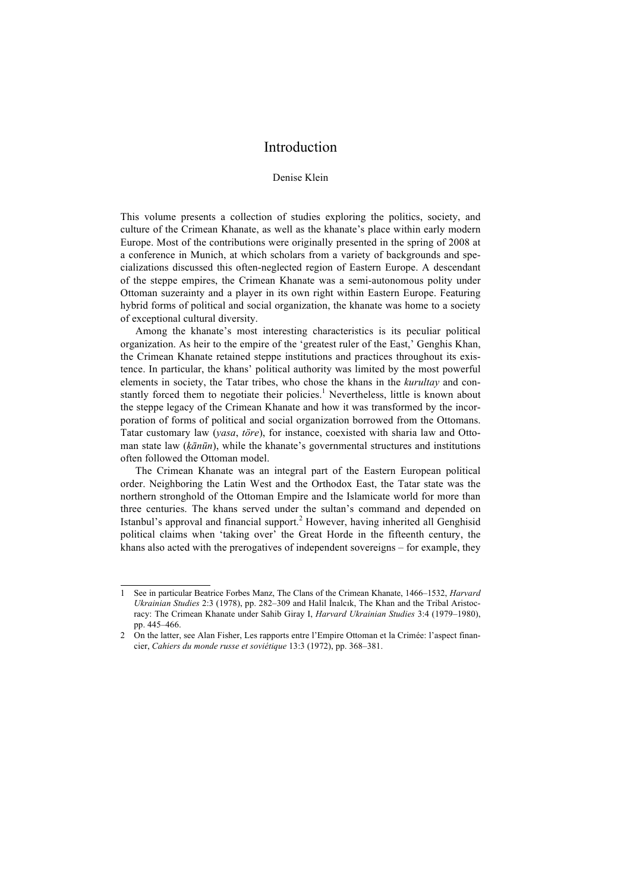# Introduction

Denise Klein

This volume presents a collection of studies exploring the politics, society, and culture of the Crimean Khanate, as well as the khanate's place within early modern Europe. Most of the contributions were originally presented in the spring of 2008 at a conference in Munich, at which scholars from a variety of backgrounds and specializations discussed this often-neglected region of Eastern Europe. A descendant of the steppe empires, the Crimean Khanate was a semi-autonomous polity under Ottoman suzerainty and a player in its own right within Eastern Europe. Featuring hybrid forms of political and social organization, the khanate was home to a society of exceptional cultural diversity.

Among the khanate's most interesting characteristics is its peculiar political organization. As heir to the empire of the 'greatest ruler of the East,' Genghis Khan, the Crimean Khanate retained steppe institutions and practices throughout its existence. In particular, the khans' political authority was limited by the most powerful elements in society, the Tatar tribes, who chose the khans in the *kurultay* and constantly forced them to negotiate their policies.[1] Nevertheless, little is known about the steppe legacy of the Crimean Khanate and how it was transformed by the incorporation of forms of political and social organization borrowed from the Ottomans. Tatar customary law (*yasa*, *töre*), for instance, coexisted with sharia law and Ottoman state law (*ḳānūn*), while the khanate's governmental structures and institutions often followed the Ottoman model.

The Crimean Khanate was an integral part of the Eastern European political order. Neighboring the Latin West and the Orthodox East, the Tatar state was the northern stronghold of the Ottoman Empire and the Islamicate world for more than three centuries. The khans served under the sultan's command and depended on Istanbul's approval and financial support.[2] However, having inherited all Genghisid political claims when 'taking over' the Great Horde in the fifteenth century, the khans also acted with the prerogatives of independent sovereigns – for example, they

---

1 See in particular Beatrice Forbes Manz, The Clans of the Crimean Khanate, 1466–1532, *Harvard Ukrainian Studies* 2:3 (1978), pp. 282–309 and Halil İnalcık, The Khan and the Tribal Aristocracy: The Crimean Khanate under Sahib Giray I, *Harvard Ukrainian Studies* 3:4 (1979–1980), pp. 445–466.

2 On the latter, see Alan Fisher, Les rapports entre l'Empire Ottoman et la Crimée: l'aspect financier, *Cahiers du monde russe et soviétique* 13:3 (1972), pp. 368–381.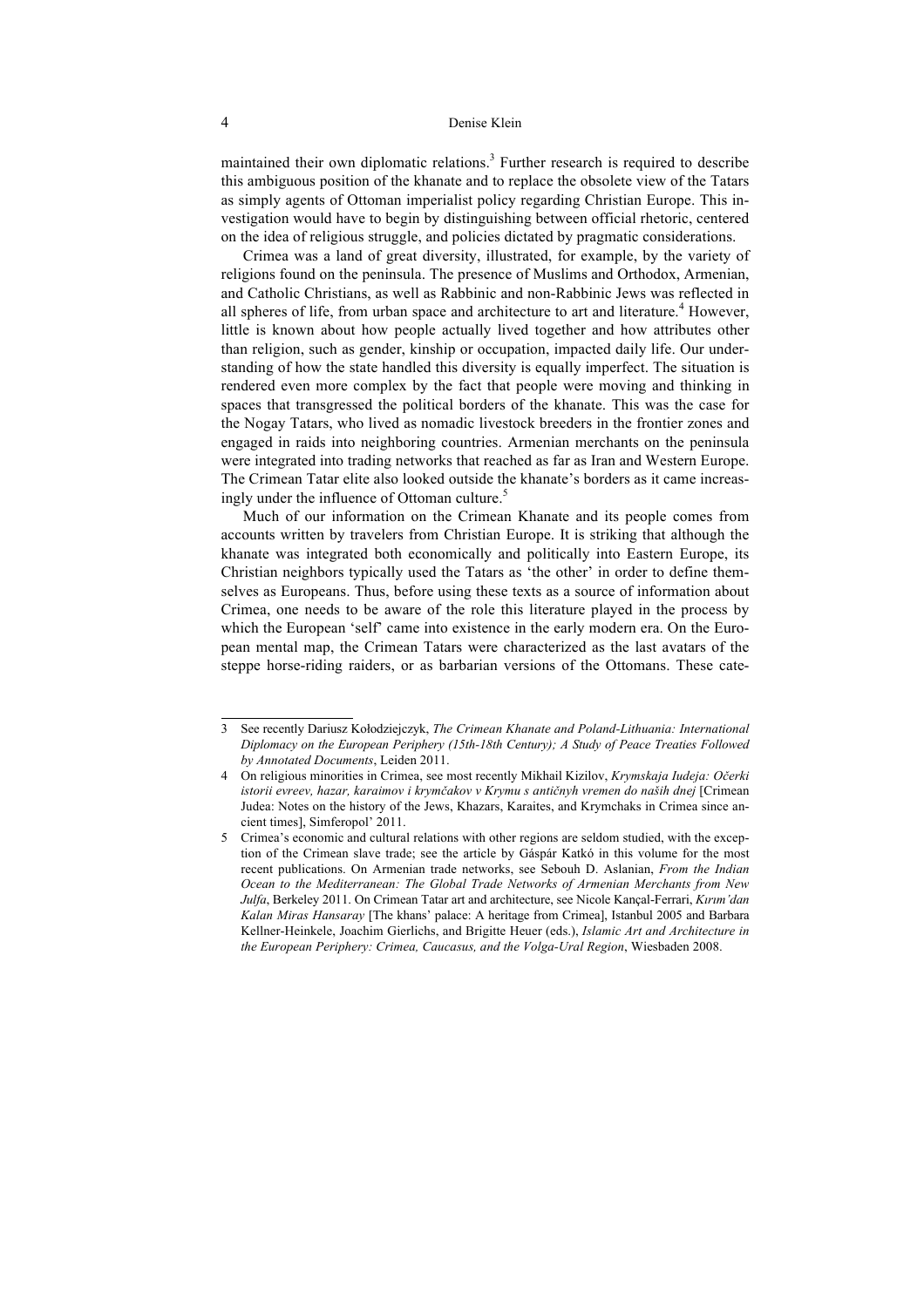maintained their own diplomatic relations.[3] Further research is required to describe this ambiguous position of the khanate and to replace the obsolete view of the Tatars as simply agents of Ottoman imperialist policy regarding Christian Europe. This investigation would have to begin by distinguishing between official rhetoric, centered on the idea of religious struggle, and policies dictated by pragmatic considerations.

Crimea was a land of great diversity, illustrated, for example, by the variety of religions found on the peninsula. The presence of Muslims and Orthodox, Armenian, and Catholic Christians, as well as Rabbinic and non-Rabbinic Jews was reflected in all spheres of life, from urban space and architecture to art and literature.[4] However, little is known about how people actually lived together and how attributes other than religion, such as gender, kinship or occupation, impacted daily life. Our understanding of how the state handled this diversity is equally imperfect. The situation is rendered even more complex by the fact that people were moving and thinking in spaces that transgressed the political borders of the khanate. This was the case for the Nogay Tatars, who lived as nomadic livestock breeders in the frontier zones and engaged in raids into neighboring countries. Armenian merchants on the peninsula were integrated into trading networks that reached as far as Iran and Western Europe. The Crimean Tatar elite also looked outside the khanate's borders as it came increasingly under the influence of Ottoman culture.[5]

Much of our information on the Crimean Khanate and its people comes from accounts written by travelers from Christian Europe. It is striking that although the khanate was integrated both economically and politically into Eastern Europe, its Christian neighbors typically used the Tatars as 'the other' in order to define themselves as Europeans. Thus, before using these texts as a source of information about Crimea, one needs to be aware of the role this literature played in the process by which the European 'self' came into existence in the early modern era. On the European mental map, the Crimean Tatars were characterized as the last avatars of the steppe horse-riding raiders, or as barbarian versions of the Ottomans. These cate-

---

3 See recently Dariusz Kołodziejczyk, *The Crimean Khanate and Poland-Lithuania: International Diplomacy on the European Periphery (15th-18th Century); A Study of Peace Treaties Followed by Annotated Documents*, Leiden 2011.

4 On religious minorities in Crimea, see most recently Mikhail Kizilov, *Krymskaja Iudeja: Očerki istorii evreev, hazar, karaimov i krymčakov v Krymu s antičnyh vremen do naših dnej* [Crimean Judea: Notes on the history of the Jews, Khazars, Karaites, and Krymchaks in Crimea since ancient times], Simferopol' 2011.

5 Crimea's economic and cultural relations with other regions are seldom studied, with the exception of the Crimean slave trade; see the article by Gáspár Katkó in this volume for the most recent publications. On Armenian trade networks, see Sebouh D. Aslanian, *From the Indian Ocean to the Mediterranean: The Global Trade Networks of Armenian Merchants from New Julfa*, Berkeley 2011. On Crimean Tatar art and architecture, see Nicole Kançal-Ferrari, *Kırım'dan Kalan Miras Hansaray* [The khans' palace: A heritage from Crimea], Istanbul 2005 and Barbara Kellner-Heinkele, Joachim Gierlichs, and Brigitte Heuer (eds.), *Islamic Art and Architecture in the European Periphery: Crimea, Caucasus, and the Volga-Ural Region*, Wiesbaden 2008.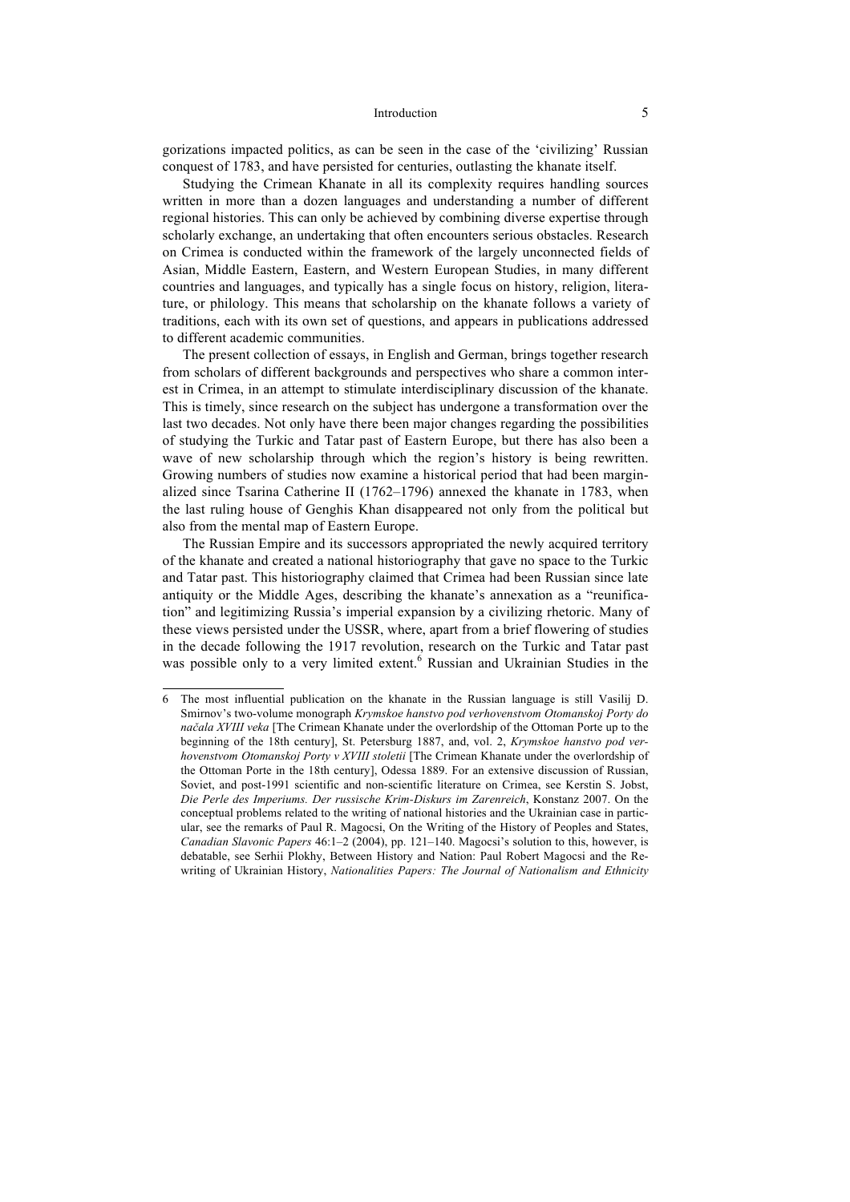gorizations impacted politics, as can be seen in the case of the 'civilizing' Russian conquest of 1783, and have persisted for centuries, outlasting the khanate itself.

Studying the Crimean Khanate in all its complexity requires handling sources written in more than a dozen languages and understanding a number of different regional histories. This can only be achieved by combining diverse expertise through scholarly exchange, an undertaking that often encounters serious obstacles. Research on Crimea is conducted within the framework of the largely unconnected fields of Asian, Middle Eastern, Eastern, and Western European Studies, in many different countries and languages, and typically has a single focus on history, religion, literature, or philology. This means that scholarship on the khanate follows a variety of traditions, each with its own set of questions, and appears in publications addressed to different academic communities.

The present collection of essays, in English and German, brings together research from scholars of different backgrounds and perspectives who share a common interest in Crimea, in an attempt to stimulate interdisciplinary discussion of the khanate. This is timely, since research on the subject has undergone a transformation over the last two decades. Not only have there been major changes regarding the possibilities of studying the Turkic and Tatar past of Eastern Europe, but there has also been a wave of new scholarship through which the region's history is being rewritten. Growing numbers of studies now examine a historical period that had been marginalized since Tsarina Catherine II (1762–1796) annexed the khanate in 1783, when the last ruling house of Genghis Khan disappeared not only from the political but also from the mental map of Eastern Europe.

The Russian Empire and its successors appropriated the newly acquired territory of the khanate and created a national historiography that gave no space to the Turkic and Tatar past. This historiography claimed that Crimea had been Russian since late antiquity or the Middle Ages, describing the khanate's annexation as a "reunification" and legitimizing Russia's imperial expansion by a civilizing rhetoric. Many of these views persisted under the USSR, where, apart from a brief flowering of studies in the decade following the 1917 revolution, research on the Turkic and Tatar past was possible only to a very limited extent.[6] Russian and Ukrainian Studies in the

---

6 The most influential publication on the khanate in the Russian language is still Vasilij D. Smirnov's two-volume monograph *Krymskoe hanstvo pod verhovenstvom Otomanskoj Porty do načala XVIII veka* [The Crimean Khanate under the overlordship of the Ottoman Porte up to the beginning of the 18th century], St. Petersburg 1887, and, vol. 2, *Krymskoe hanstvo pod verhovenstvom Otomanskoj Porty v XVIII stoletii* [The Crimean Khanate under the overlordship of the Ottoman Porte in the 18th century], Odessa 1889. For an extensive discussion of Russian, Soviet, and post-1991 scientific and non-scientific literature on Crimea, see Kerstin S. Jobst, *Die Perle des Imperiums. Der russische Krim-Diskurs im Zarenreich*, Konstanz 2007. On the conceptual problems related to the writing of national histories and the Ukrainian case in particular, see the remarks of Paul R. Magocsi, On the Writing of the History of Peoples and States, *Canadian Slavonic Papers* 46:1–2 (2004), pp. 121–140. Magocsi's solution to this, however, is debatable, see Serhii Plokhy, Between History and Nation: Paul Robert Magocsi and the Rewriting of Ukrainian History, *Nationalities Papers: The Journal of Nationalism and Ethnicity*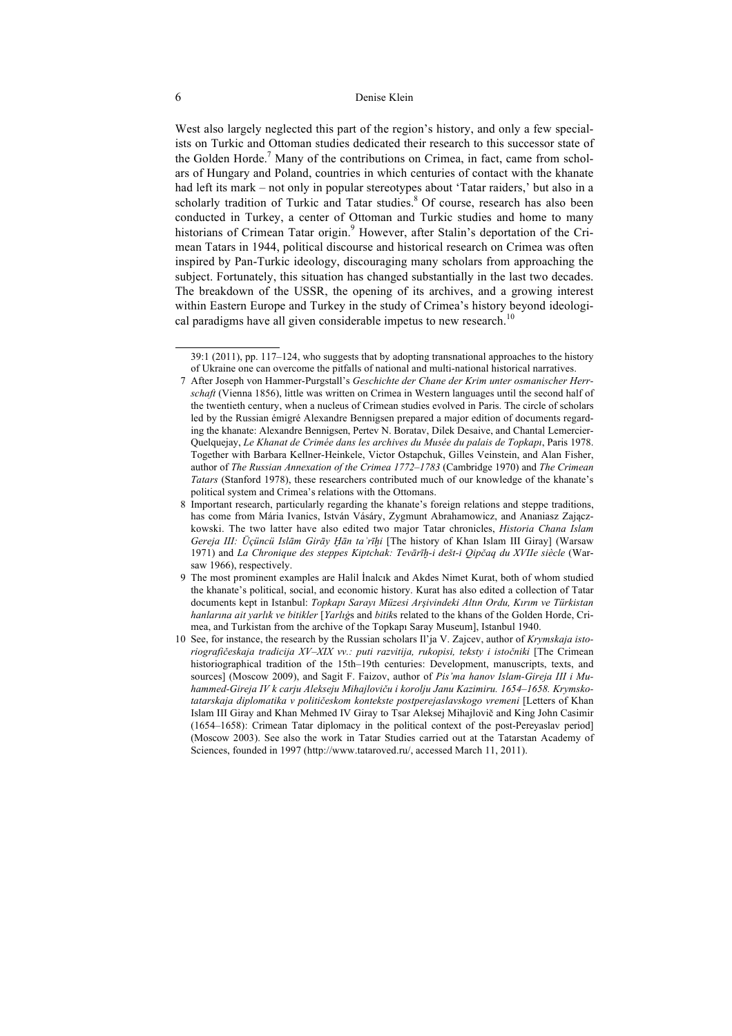West also largely neglected this part of the region's history, and only a few specialists on Turkic and Ottoman studies dedicated their research to this successor state of the Golden Horde.[7] Many of the contributions on Crimea, in fact, came from scholars of Hungary and Poland, countries in which centuries of contact with the khanate had left its mark – not only in popular stereotypes about 'Tatar raiders,' but also in a scholarly tradition of Turkic and Tatar studies.[8] Of course, research has also been conducted in Turkey, a center of Ottoman and Turkic studies and home to many historians of Crimean Tatar origin.[9] However, after Stalin's deportation of the Crimean Tatars in 1944, political discourse and historical research on Crimea was often inspired by Pan-Turkic ideology, discouraging many scholars from approaching the subject. Fortunately, this situation has changed substantially in the last two decades. The breakdown of the USSR, the opening of its archives, and a growing interest within Eastern Europe and Turkey in the study of Crimea's history beyond ideological paradigms have all given considerable impetus to new research.[10]

---

39:1 (2011), pp. 117–124, who suggests that by adopting transnational approaches to the history of Ukraine one can overcome the pitfalls of national and multi-national historical narratives.

7 After Joseph von Hammer-Purgstall's *Geschichte der Chane der Krim unter osmanischer Herrschaft* (Vienna 1856), little was written on Crimea in Western languages until the second half of the twentieth century, when a nucleus of Crimean studies evolved in Paris. The circle of scholars led by the Russian émigré Alexandre Bennigsen prepared a major edition of documents regarding the khanate: Alexandre Bennigsen, Pertev N. Boratav, Dilek Desaive, and Chantal Lemercier-Quelquejay, *Le Khanat de Crimée dans les archives du Musée du palais de Topkapı*, Paris 1978. Together with Barbara Kellner-Heinkele, Victor Ostapchuk, Gilles Veinstein, and Alan Fisher, author of *The Russian Annexation of the Crimea 1772–1783* (Cambridge 1970) and *The Crimean Tatars* (Stanford 1978), these researchers contributed much of our knowledge of the khanate's political system and Crimea's relations with the Ottomans.

8 Important research, particularly regarding the khanate's foreign relations and steppe traditions, has come from Mária Ivanics, István Vásáry, Zygmunt Abrahamowicz, and Ananiasz Zajączkowski. The two latter have also edited two major Tatar chronicles, *Historia Chana Islam Gereja III: Üçüncü Islām Girāy Ḫān taʾrīḫi* [The history of Khan Islam III Giray] (Warsaw 1971) and *La Chronique des steppes Kiptchak: Tevārīḫ-i dešt-i Qipčaq du XVIIe siècle* (Warsaw 1966), respectively.

9 The most prominent examples are Halil İnalcık and Akdes Nimet Kurat, both of whom studied the khanate's political, social, and economic history. Kurat has also edited a collection of Tatar documents kept in Istanbul: *Topkapı Sarayı Müzesi Arşivindeki Altın Ordu, Kırım ve Türkistan hanlarına ait yarlık ve bitikler* [*Yarlıġ*s and *bitik*s related to the khans of the Golden Horde, Crimea, and Turkistan from the archive of the Topkapı Saray Museum], Istanbul 1940.

10 See, for instance, the research by the Russian scholars Il'ja V. Zajcev, author of *Krymskaja istoriografičeskaja tradicija XV–XIX vv.: puti razvitija, rukopisi, teksty i istočniki* [The Crimean historiographical tradition of the 15th–19th centuries: Development, manuscripts, texts, and sources] (Moscow 2009), and Sagit F. Faizov, author of *Pis'ma hanov Islam-Gireja III i Muhammed-Gireja IV k carju Alekseju Mihajloviču i korolju Janu Kazimiru. 1654–1658. Krymsko-tatarskaja diplomatika v političeskom kontekste postperejaslavskogo vremeni* [Letters of Khan Islam III Giray and Khan Mehmed IV Giray to Tsar Aleksej Mihajlovič and King John Casimir (1654–1658): Crimean Tatar diplomacy in the political context of the post-Pereyaslav period] (Moscow 2003). See also the work in Tatar Studies carried out at the Tatarstan Academy of Sciences, founded in 1997 (http://www.tataroved.ru/, accessed March 11, 2011).